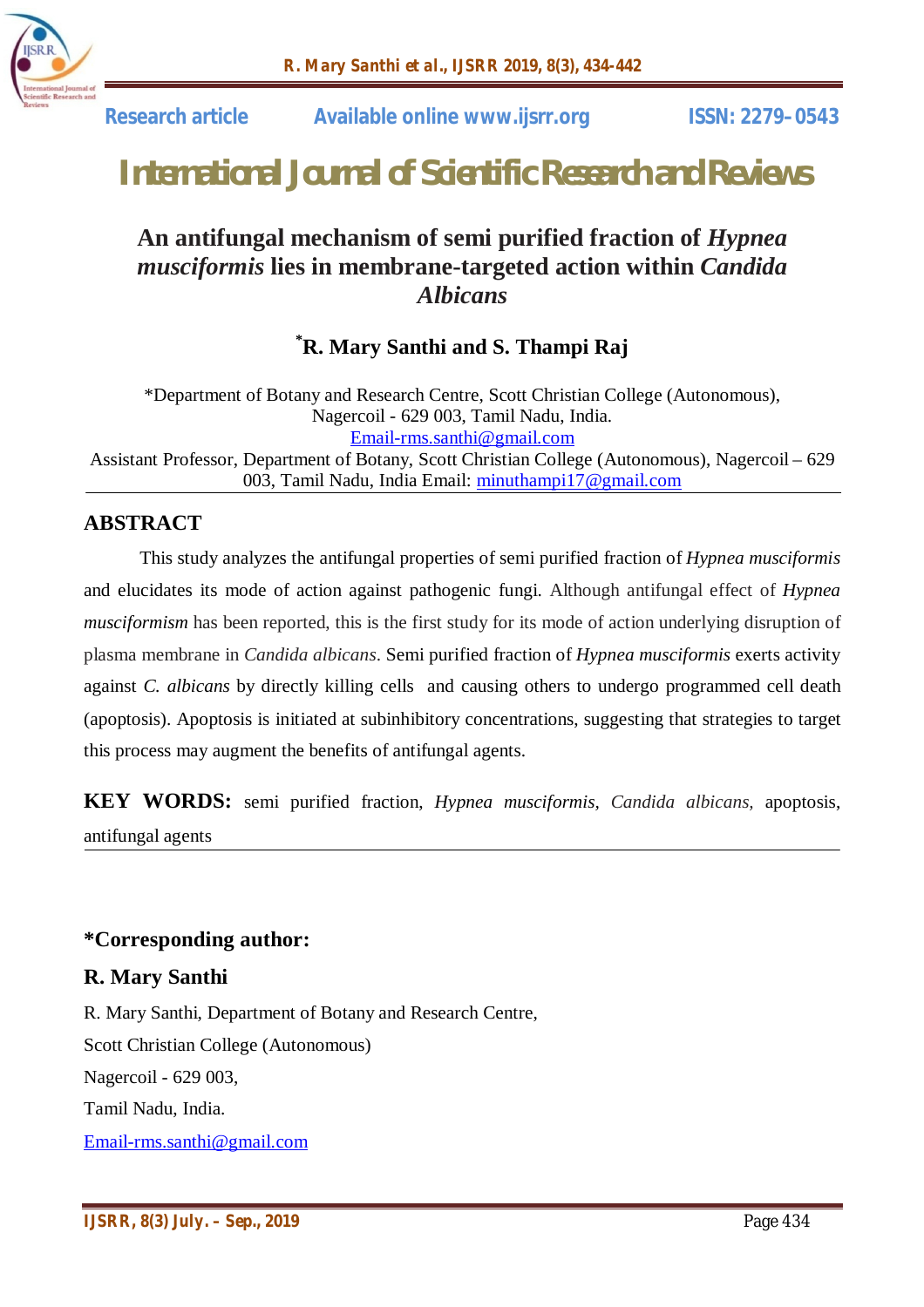Research article Available online www.ijsrr.org ISSN: 2279–0543

# International Journal of Scientific Research and Reviews

## An antifungal mechanism of semi purified fraction of *Hypnea musciformis* lies in membrane-targeted action within *Candida Albicans*

**[*]R. Mary Santhi and S. Thampi Raj**

*Department of Botany and Research Centre, Scott Christian College (Autonomous), Nagercoil - 629 003, Tamil Nadu, India.
Email-rms.santhi@gmail.com
Assistant Professor, Department of Botany, Scott Christian College (Autonomous), Nagercoil – 629 003, Tamil Nadu, India Email: minuthampi17@gmail.com

## ABSTRACT

This study analyzes the antifungal properties of semi purified fraction of *Hypnea musciformis* and elucidates its mode of action against pathogenic fungi. Although antifungal effect of *Hypnea musciformism* has been reported, this is the first study for its mode of action underlying disruption of plasma membrane in *Candida albicans*. Semi purified fraction of *Hypnea musciformis* exerts activity against *C. albicans* by directly killing cells and causing others to undergo programmed cell death (apoptosis). Apoptosis is initiated at subinhibitory concentrations, suggesting that strategies to target this process may augment the benefits of antifungal agents.

**KEY WORDS:** semi purified fraction, *Hypnea musciformis*, *Candida albicans,* apoptosis, antifungal agents

**\*Corresponding author:**

**R. Mary Santhi**

R. Mary Santhi, Department of Botany and Research Centre,

Scott Christian College (Autonomous)

Nagercoil - 629 003,

Tamil Nadu, India.

Email-rms.santhi@gmail.com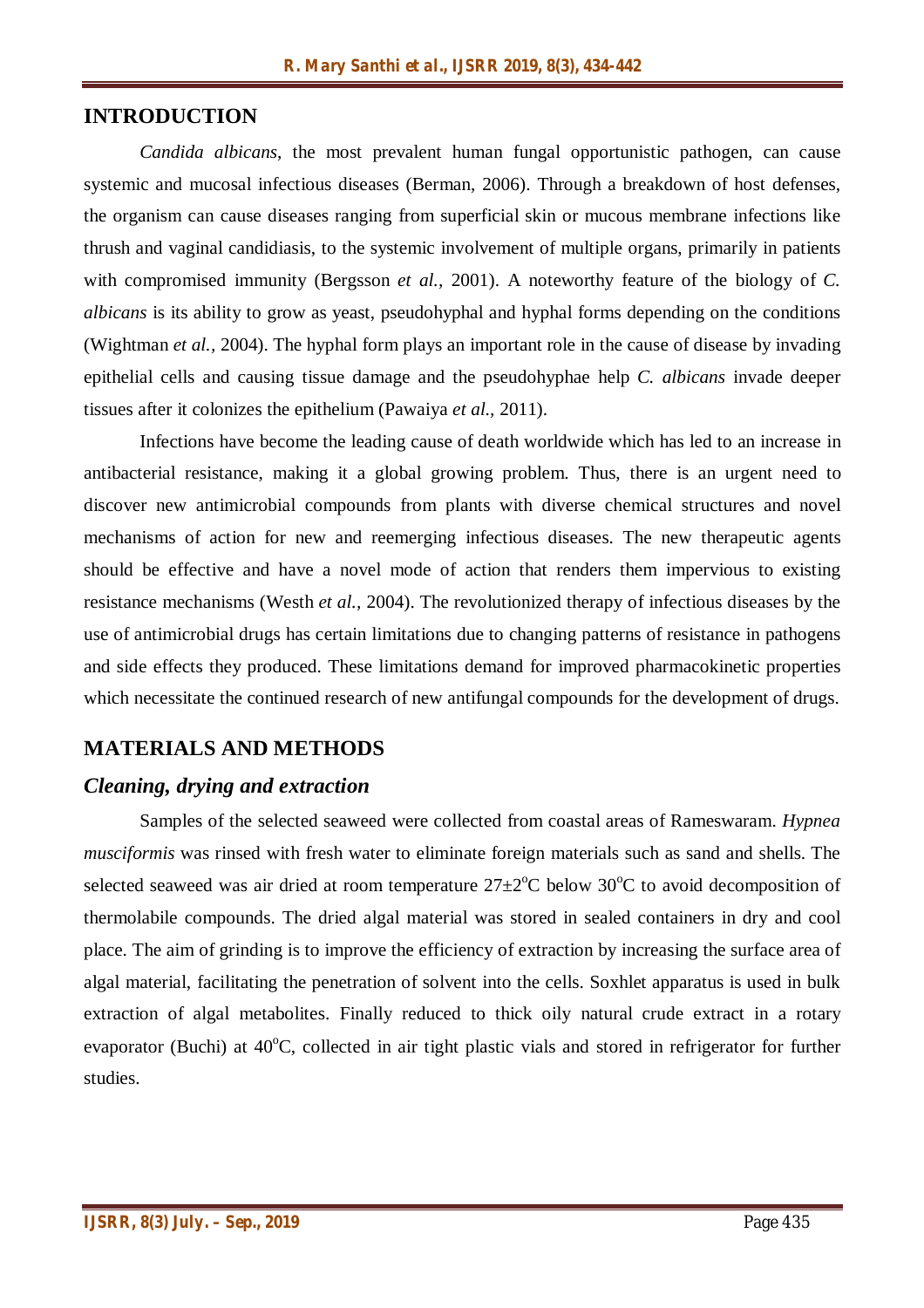## INTRODUCTION

*Candida albicans*, the most prevalent human fungal opportunistic pathogen, can cause systemic and mucosal infectious diseases (Berman, 2006). Through a breakdown of host defenses, the organism can cause diseases ranging from superficial skin or mucous membrane infections like thrush and vaginal candidiasis, to the systemic involvement of multiple organs, primarily in patients with compromised immunity (Bergsson *et al.*, 2001). A noteworthy feature of the biology of *C. albicans* is its ability to grow as yeast, pseudohyphal and hyphal forms depending on the conditions (Wightman *et al.*, 2004). The hyphal form plays an important role in the cause of disease by invading epithelial cells and causing tissue damage and the pseudohyphae help *C. albicans* invade deeper tissues after it colonizes the epithelium (Pawaiya *et al.*, 2011).

Infections have become the leading cause of death worldwide which has led to an increase in antibacterial resistance, making it a global growing problem. Thus, there is an urgent need to discover new antimicrobial compounds from plants with diverse chemical structures and novel mechanisms of action for new and reemerging infectious diseases. The new therapeutic agents should be effective and have a novel mode of action that renders them impervious to existing resistance mechanisms (Westh *et al.*, 2004). The revolutionized therapy of infectious diseases by the use of antimicrobial drugs has certain limitations due to changing patterns of resistance in pathogens and side effects they produced. These limitations demand for improved pharmacokinetic properties which necessitate the continued research of new antifungal compounds for the development of drugs.

## MATERIALS AND METHODS

### *Cleaning, drying and extraction*

Samples of the selected seaweed were collected from coastal areas of Rameswaram. *Hypnea musciformis* was rinsed with fresh water to eliminate foreign materials such as sand and shells. The selected seaweed was air dried at room temperature $27\pm2^{o}C$ below $30^{o}C$ to avoid decomposition of thermolabile compounds. The dried algal material was stored in sealed containers in dry and cool place. The aim of grinding is to improve the efficiency of extraction by increasing the surface area of algal material, facilitating the penetration of solvent into the cells. Soxhlet apparatus is used in bulk extraction of algal metabolites. Finally reduced to thick oily natural crude extract in a rotary evaporator (Buchi) at $40^{o}C$, collected in air tight plastic vials and stored in refrigerator for further studies.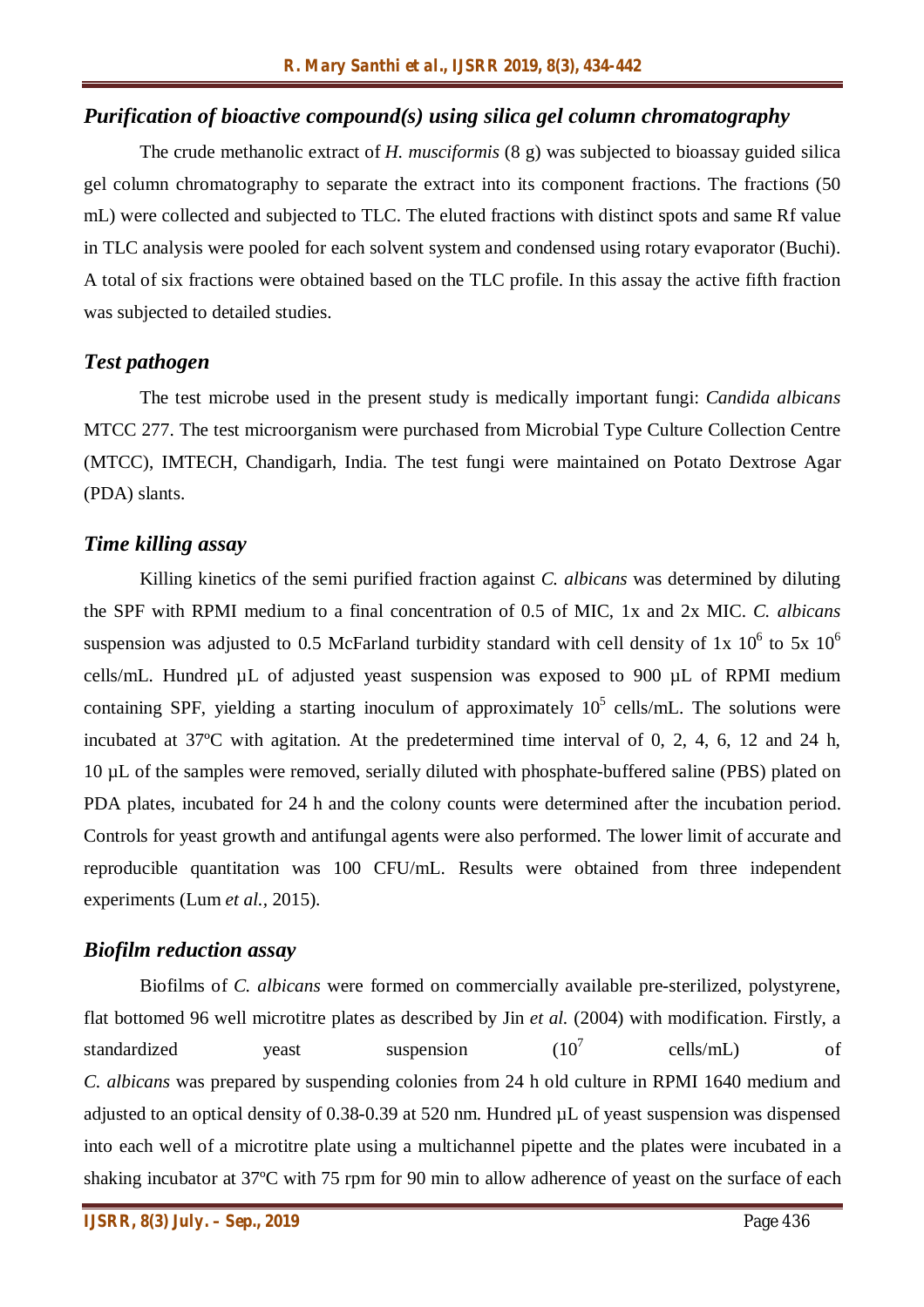## *Purification of bioactive compound(s) using silica gel column chromatography*

The crude methanolic extract of *H. musciformis* (8 g) was subjected to bioassay guided silica gel column chromatography to separate the extract into its component fractions. The fractions (50 mL) were collected and subjected to TLC. The eluted fractions with distinct spots and same Rf value in TLC analysis were pooled for each solvent system and condensed using rotary evaporator (Buchi). A total of six fractions were obtained based on the TLC profile. In this assay the active fifth fraction was subjected to detailed studies.

## *Test pathogen*

The test microbe used in the present study is medically important fungi: *Candida albicans* MTCC 277. The test microorganism were purchased from Microbial Type Culture Collection Centre (MTCC), IMTECH, Chandigarh, India. The test fungi were maintained on Potato Dextrose Agar (PDA) slants.

## *Time killing assay*

Killing kinetics of the semi purified fraction against *C. albicans* was determined by diluting the SPF with RPMI medium to a final concentration of 0.5 of MIC, 1x and 2x MIC. *C. albicans* suspension was adjusted to 0.5 McFarland turbidity standard with cell density of 1x $10^6$ to 5x $10^6$ cells/mL. Hundred µL of adjusted yeast suspension was exposed to 900 µL of RPMI medium containing SPF, yielding a starting inoculum of approximately $10^5$ cells/mL. The solutions were incubated at 37ºC with agitation. At the predetermined time interval of 0, 2, 4, 6, 12 and 24 h, 10 µL of the samples were removed, serially diluted with phosphate-buffered saline (PBS) plated on PDA plates, incubated for 24 h and the colony counts were determined after the incubation period. Controls for yeast growth and antifungal agents were also performed. The lower limit of accurate and reproducible quantitation was 100 CFU/mL. Results were obtained from three independent experiments (Lum *et al.*, 2015).

## *Biofilm reduction assay*

Biofilms of *C. albicans* were formed on commercially available pre-sterilized, polystyrene, flat bottomed 96 well microtitre plates as described by Jin *et al.* (2004) with modification. Firstly, a standardized yeast suspension ($10^7$ cells/mL) of *C. albicans* was prepared by suspending colonies from 24 h old culture in RPMI 1640 medium and adjusted to an optical density of 0.38-0.39 at 520 nm. Hundred µL of yeast suspension was dispensed into each well of a microtitre plate using a multichannel pipette and the plates were incubated in a shaking incubator at 37ºC with 75 rpm for 90 min to allow adherence of yeast on the surface of each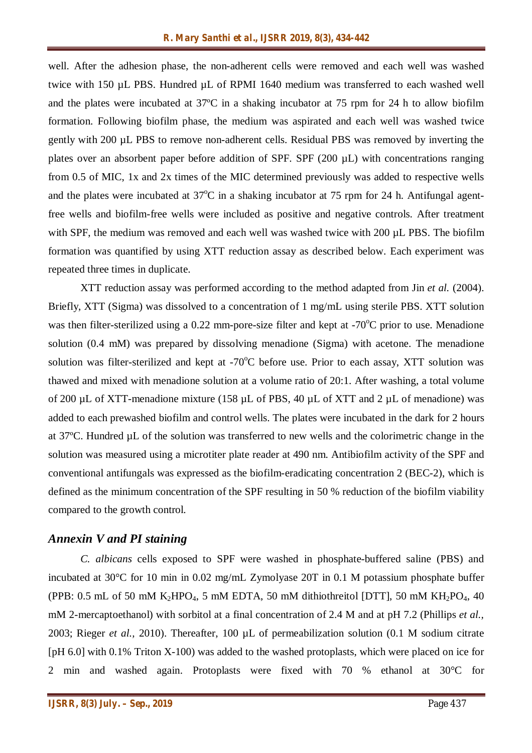well. After the adhesion phase, the non-adherent cells were removed and each well was washed twice with 150 µL PBS. Hundred µL of RPMI 1640 medium was transferred to each washed well and the plates were incubated at 37ºC in a shaking incubator at 75 rpm for 24 h to allow biofilm formation. Following biofilm phase, the medium was aspirated and each well was washed twice gently with 200 µL PBS to remove non-adherent cells. Residual PBS was removed by inverting the plates over an absorbent paper before addition of SPF. SPF (200 µL) with concentrations ranging from 0.5 of MIC, 1x and 2x times of the MIC determined previously was added to respective wells and the plates were incubated at 37°C in a shaking incubator at 75 rpm for 24 h. Antifungal agent-free wells and biofilm-free wells were included as positive and negative controls. After treatment with SPF, the medium was removed and each well was washed twice with 200 µL PBS. The biofilm formation was quantified by using XTT reduction assay as described below. Each experiment was repeated three times in duplicate.

XTT reduction assay was performed according to the method adapted from Jin *et al.* (2004). Briefly, XTT (Sigma) was dissolved to a concentration of 1 mg/mL using sterile PBS. XTT solution was then filter-sterilized using a 0.22 mm-pore-size filter and kept at -70°C prior to use. Menadione solution (0.4 mM) was prepared by dissolving menadione (Sigma) with acetone. The menadione solution was filter-sterilized and kept at -70°C before use. Prior to each assay, XTT solution was thawed and mixed with menadione solution at a volume ratio of 20:1. After washing, a total volume of 200 µL of XTT-menadione mixture (158 µL of PBS, 40 µL of XTT and 2 µL of menadione) was added to each prewashed biofilm and control wells. The plates were incubated in the dark for 2 hours at 37ºC. Hundred µL of the solution was transferred to new wells and the colorimetric change in the solution was measured using a microtiter plate reader at 490 nm. Antibiofilm activity of the SPF and conventional antifungals was expressed as the biofilm-eradicating concentration 2 (BEC-2), which is defined as the minimum concentration of the SPF resulting in 50 % reduction of the biofilm viability compared to the growth control.

## *Annexin V and PI staining*

*C. albicans* cells exposed to SPF were washed in phosphate-buffered saline (PBS) and incubated at 30°C for 10 min in 0.02 mg/mL Zymolyase 20T in 0.1 M potassium phosphate buffer (PPB: 0.5 mL of 50 mM $K_2HPO_4$, 5 mM EDTA, 50 mM dithiothreitol [DTT], 50 mM $KH_2PO_4$, 40 mM 2-mercaptoethanol) with sorbitol at a final concentration of 2.4 M and at pH 7.2 (Phillips *et al.,* 2003; Rieger *et al.,* 2010). Thereafter, 100 µL of permeabilization solution (0.1 M sodium citrate [pH 6.0] with 0.1% Triton X-100) was added to the washed protoplasts, which were placed on ice for 2 min and washed again. Protoplasts were fixed with 70 % ethanol at 30°C for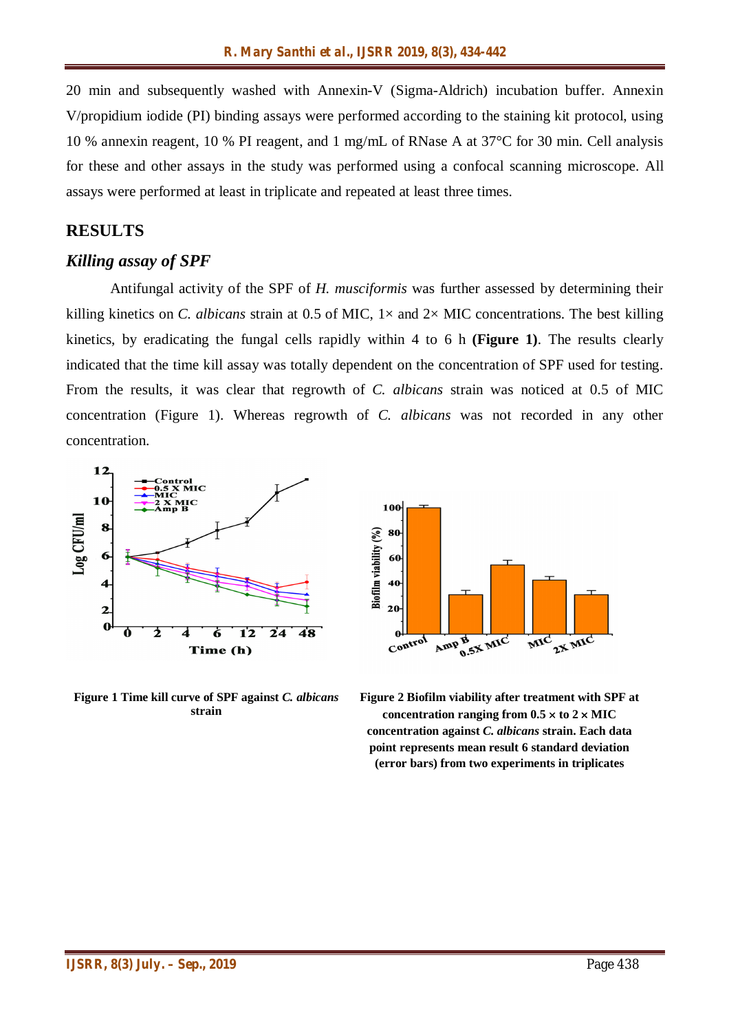20 min and subsequently washed with Annexin-V (Sigma-Aldrich) incubation buffer. Annexin V/propidium iodide (PI) binding assays were performed according to the staining kit protocol, using 10 % annexin reagent, 10 % PI reagent, and 1 mg/mL of RNase A at 37°C for 30 min. Cell analysis for these and other assays in the study was performed using a confocal scanning microscope. All assays were performed at least in triplicate and repeated at least three times.

## RESULTS

### *Killing assay of SPF*

Antifungal activity of the SPF of *H. musciformis* was further assessed by determining their killing kinetics on *C. albicans* strain at 0.5 of MIC, 1× and 2× MIC concentrations. The best killing kinetics, by eradicating the fungal cells rapidly within 4 to 6 h **(Figure 1)**. The results clearly indicated that the time kill assay was totally dependent on the concentration of SPF used for testing. From the results, it was clear that regrowth of *C. albicans* strain was noticed at 0.5 of MIC concentration (Figure 1). Whereas regrowth of *C. albicans* was not recorded in any other concentration.

**Figure 1 Time kill curve of SPF against *C. albicans* strain**

**Figure 2 Biofilm viability after treatment with SPF at concentration ranging from 0.5 × to 2 × MIC concentration against *C. albicans* strain. Each data point represents mean result 6 standard deviation (error bars) from two experiments in triplicates**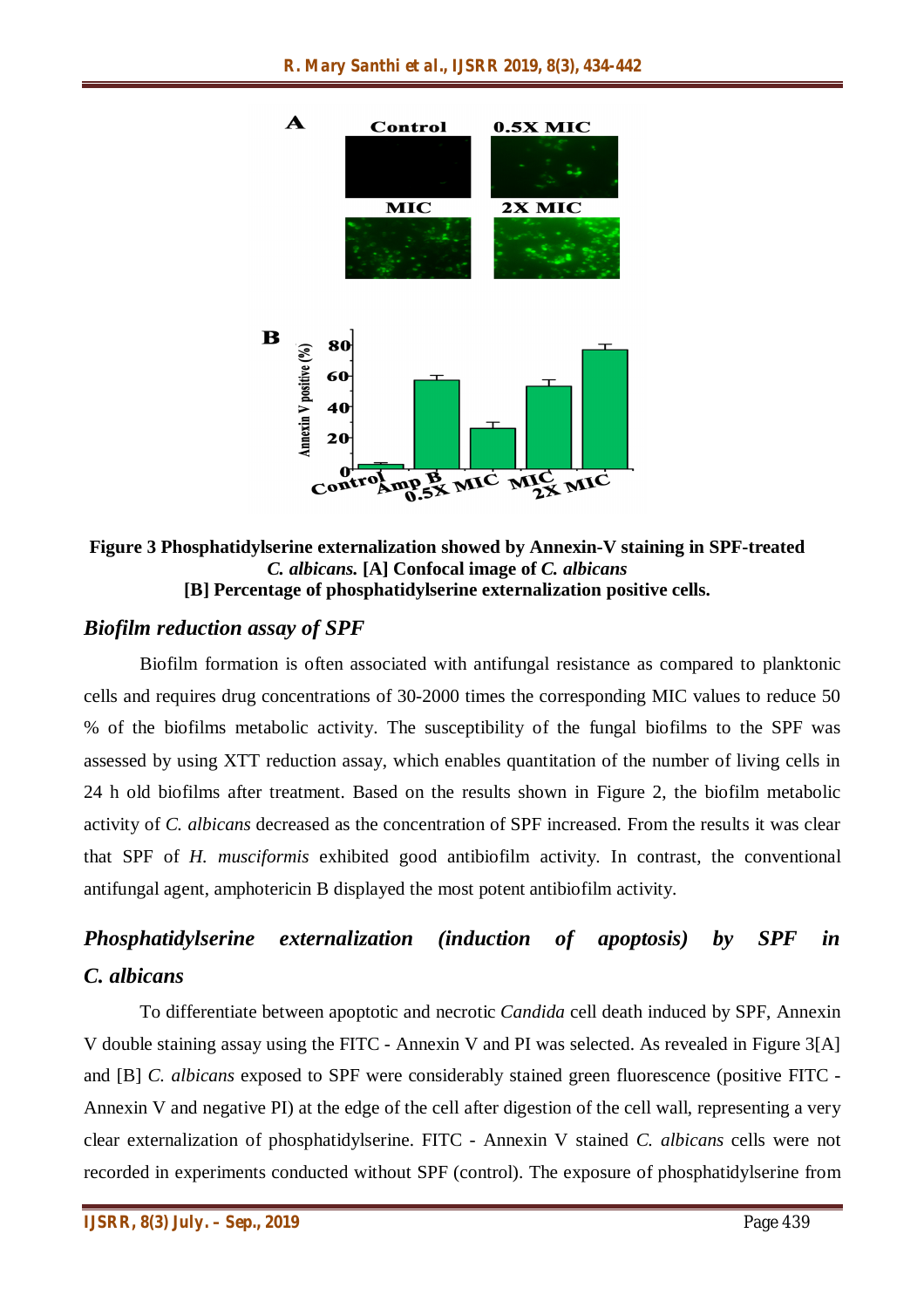**Figure 3 Phosphatidylserine externalization showed by Annexin-V staining in SPF-treated *C. albicans.* [A] Confocal image of *C. albicans***
**[B] Percentage of phosphatidylserine externalization positive cells.**

### *Biofilm reduction assay of SPF*

Biofilm formation is often associated with antifungal resistance as compared to planktonic cells and requires drug concentrations of 30-2000 times the corresponding MIC values to reduce 50 % of the biofilms metabolic activity. The susceptibility of the fungal biofilms to the SPF was assessed by using XTT reduction assay, which enables quantitation of the number of living cells in 24 h old biofilms after treatment. Based on the results shown in Figure 2, the biofilm metabolic activity of *C. albicans* decreased as the concentration of SPF increased. From the results it was clear that SPF of *H. musciformis* exhibited good antibiofilm activity. In contrast, the conventional antifungal agent, amphotericin B displayed the most potent antibiofilm activity.

### *Phosphatidylserine externalization (induction of apoptosis) by SPF in C. albicans*

To differentiate between apoptotic and necrotic *Candida* cell death induced by SPF, Annexin V double staining assay using the FITC - Annexin V and PI was selected. As revealed in Figure 3[A] and [B] *C. albicans* exposed to SPF were considerably stained green fluorescence (positive FITC - Annexin V and negative PI) at the edge of the cell after digestion of the cell wall, representing a very clear externalization of phosphatidylserine. FITC - Annexin V stained *C. albicans* cells were not recorded in experiments conducted without SPF (control). The exposure of phosphatidylserine from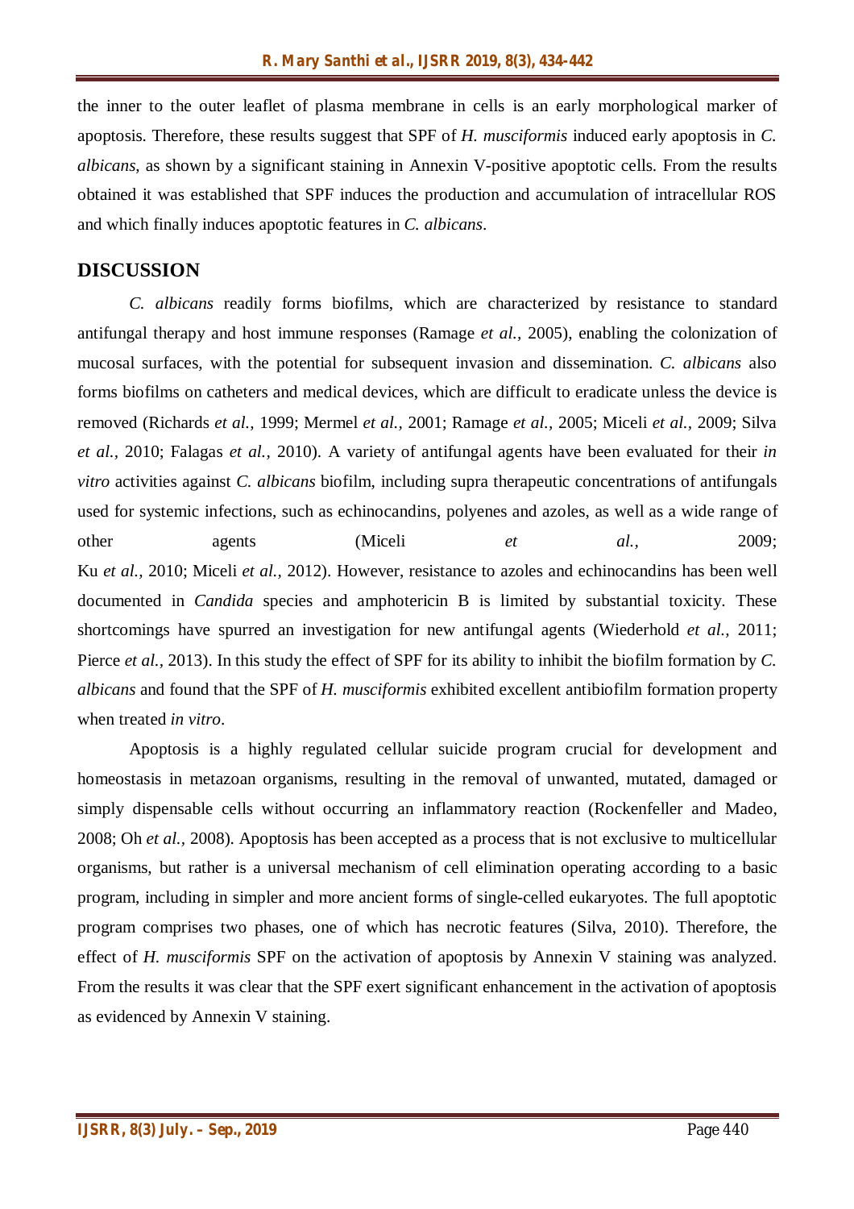the inner to the outer leaflet of plasma membrane in cells is an early morphological marker of apoptosis. Therefore, these results suggest that SPF of *H. musciformis* induced early apoptosis in *C. albicans*, as shown by a significant staining in Annexin V-positive apoptotic cells. From the results obtained it was established that SPF induces the production and accumulation of intracellular ROS and which finally induces apoptotic features in *C. albicans*.

## DISCUSSION

*C. albicans* readily forms biofilms, which are characterized by resistance to standard antifungal therapy and host immune responses (Ramage *et al.,* 2005), enabling the colonization of mucosal surfaces, with the potential for subsequent invasion and dissemination. *C. albicans* also forms biofilms on catheters and medical devices, which are difficult to eradicate unless the device is removed (Richards *et al.,* 1999; Mermel *et al.,* 2001; Ramage *et al.,* 2005; Miceli *et al.,* 2009; Silva *et al.,* 2010; Falagas *et al.,* 2010). A variety of antifungal agents have been evaluated for their *in vitro* activities against *C. albicans* biofilm, including supra therapeutic concentrations of antifungals used for systemic infections, such as echinocandins, polyenes and azoles, as well as a wide range of other agents (Miceli *et al.,* 2009; Ku *et al.,* 2010; Miceli *et al.,* 2012). However, resistance to azoles and echinocandins has been well documented in *Candida* species and amphotericin B is limited by substantial toxicity. These shortcomings have spurred an investigation for new antifungal agents (Wiederhold *et al.,* 2011; Pierce *et al.,* 2013). In this study the effect of SPF for its ability to inhibit the biofilm formation by *C. albicans* and found that the SPF of *H. musciformis* exhibited excellent antibiofilm formation property when treated *in vitro*.

Apoptosis is a highly regulated cellular suicide program crucial for development and homeostasis in metazoan organisms, resulting in the removal of unwanted, mutated, damaged or simply dispensable cells without occurring an inflammatory reaction (Rockenfeller and Madeo, 2008; Oh *et al.,* 2008). Apoptosis has been accepted as a process that is not exclusive to multicellular organisms, but rather is a universal mechanism of cell elimination operating according to a basic program, including in simpler and more ancient forms of single-celled eukaryotes. The full apoptotic program comprises two phases, one of which has necrotic features (Silva, 2010). Therefore, the effect of *H. musciformis* SPF on the activation of apoptosis by Annexin V staining was analyzed. From the results it was clear that the SPF exert significant enhancement in the activation of apoptosis as evidenced by Annexin V staining.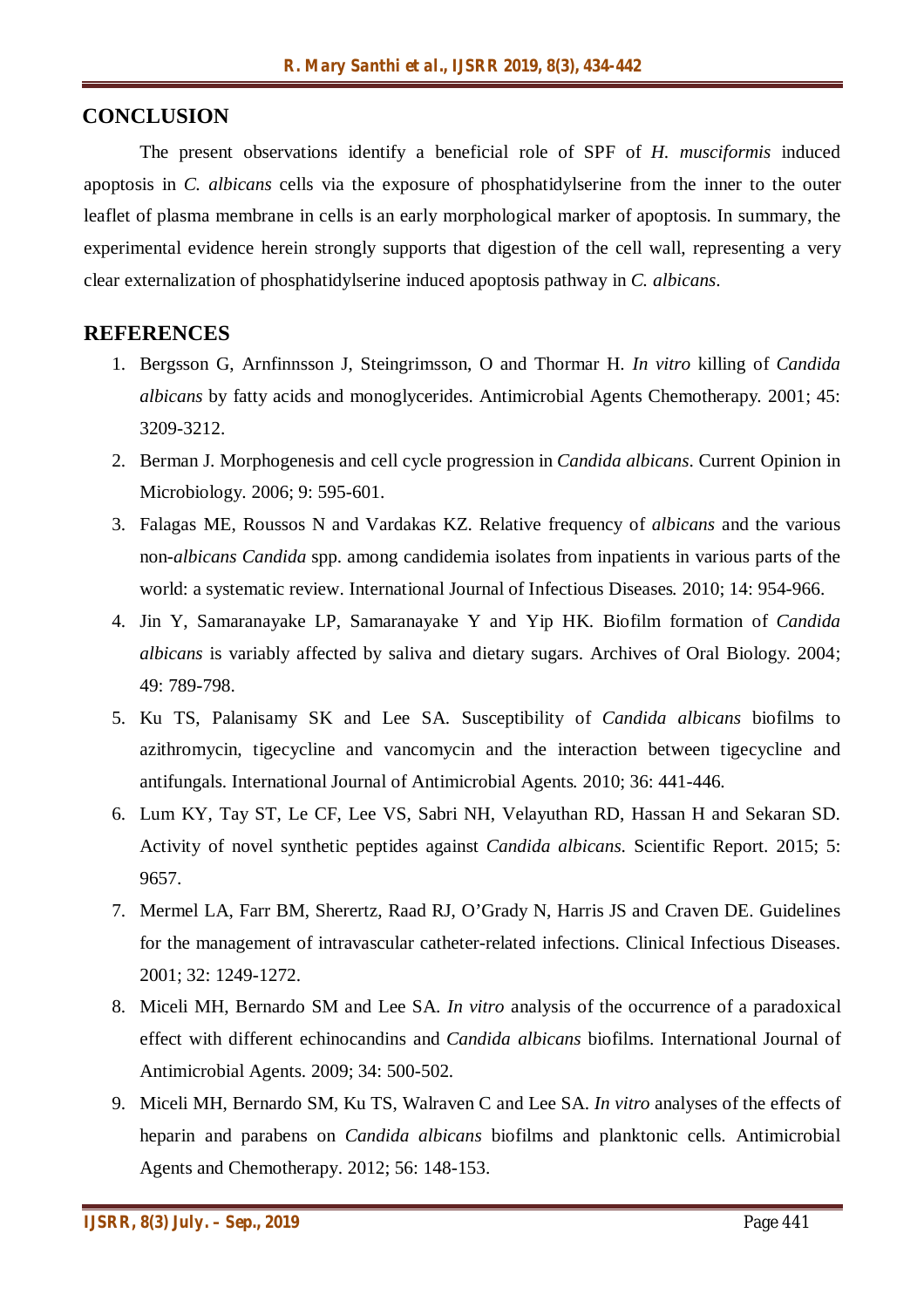## CONCLUSION

The present observations identify a beneficial role of SPF of *H. musciformis* induced apoptosis in *C. albicans* cells via the exposure of phosphatidylserine from the inner to the outer leaflet of plasma membrane in cells is an early morphological marker of apoptosis. In summary, the experimental evidence herein strongly supports that digestion of the cell wall, representing a very clear externalization of phosphatidylserine induced apoptosis pathway in *C. albicans*.

## REFERENCES

1. Bergsson G, Arnfinnsson J, Steingrimsson, O and Thormar H. *In vitro* killing of *Candida albicans* by fatty acids and monoglycerides. Antimicrobial Agents Chemotherapy. 2001; 45: 3209-3212.
2. Berman J. Morphogenesis and cell cycle progression in *Candida albicans*. Current Opinion in Microbiology. 2006; 9: 595-601.
3. Falagas ME, Roussos N and Vardakas KZ. Relative frequency of *albicans* and the various non-*albicans Candida* spp. among candidemia isolates from inpatients in various parts of the world: a systematic review. International Journal of Infectious Diseases. 2010; 14: 954-966.
4. Jin Y, Samaranayake LP, Samaranayake Y and Yip HK. Biofilm formation of *Candida albicans* is variably affected by saliva and dietary sugars. Archives of Oral Biology. 2004; 49: 789-798.
5. Ku TS, Palanisamy SK and Lee SA. Susceptibility of *Candida albicans* biofilms to azithromycin, tigecycline and vancomycin and the interaction between tigecycline and antifungals. International Journal of Antimicrobial Agents. 2010; 36: 441-446.
6. Lum KY, Tay ST, Le CF, Lee VS, Sabri NH, Velayuthan RD, Hassan H and Sekaran SD. Activity of novel synthetic peptides against *Candida albicans*. Scientific Report. 2015; 5: 9657.
7. Mermel LA, Farr BM, Sherertz, Raad RJ, O'Grady N, Harris JS and Craven DE. Guidelines for the management of intravascular catheter-related infections. Clinical Infectious Diseases. 2001; 32: 1249-1272.
8. Miceli MH, Bernardo SM and Lee SA. *In vitro* analysis of the occurrence of a paradoxical effect with different echinocandins and *Candida albicans* biofilms. International Journal of Antimicrobial Agents. 2009; 34: 500-502.
9. Miceli MH, Bernardo SM, Ku TS, Walraven C and Lee SA. *In vitro* analyses of the effects of heparin and parabens on *Candida albicans* biofilms and planktonic cells. Antimicrobial Agents and Chemotherapy. 2012; 56: 148-153.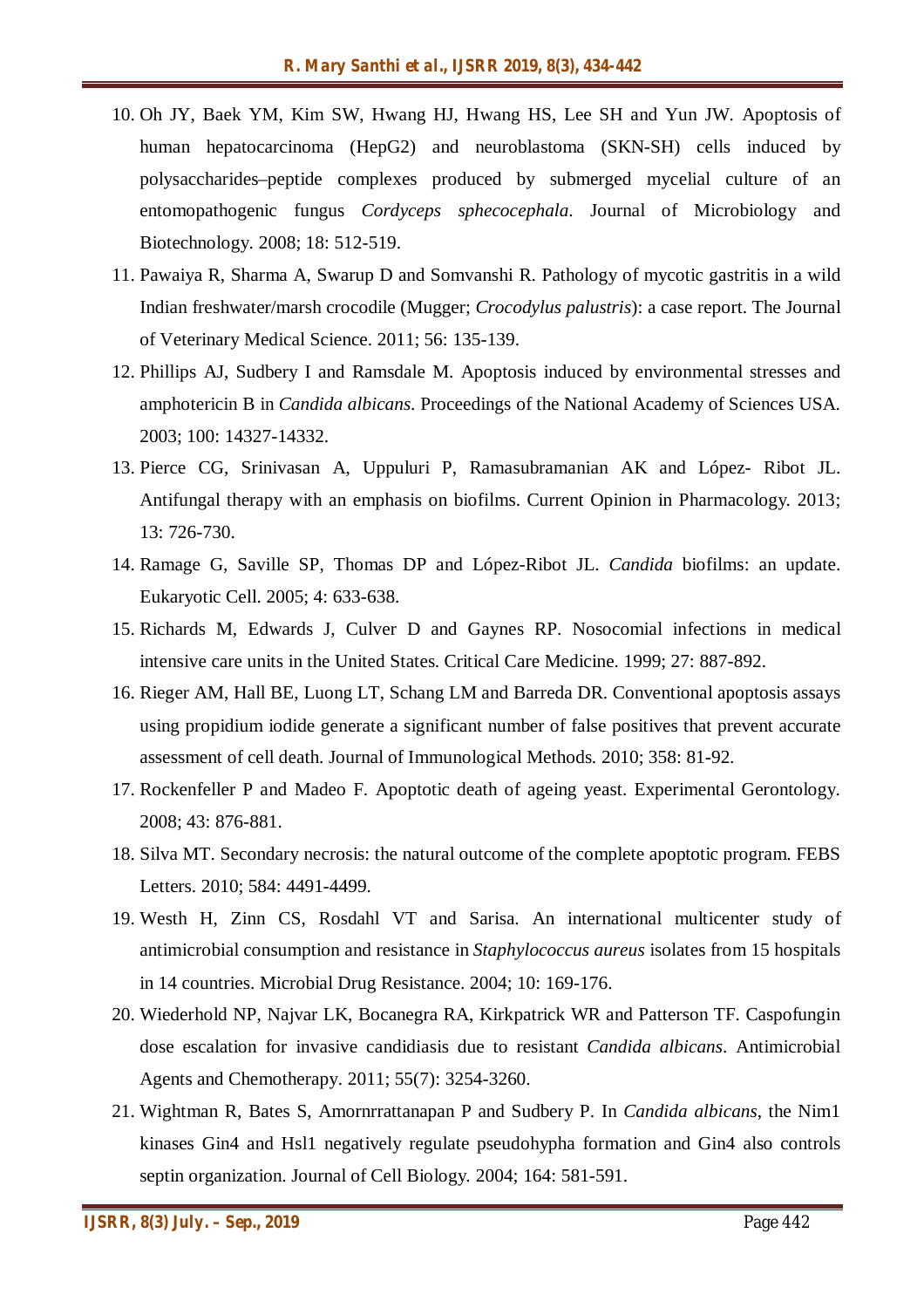10. Oh JY, Baek YM, Kim SW, Hwang HJ, Hwang HS, Lee SH and Yun JW. Apoptosis of human hepatocarcinoma (HepG2) and neuroblastoma (SKN-SH) cells induced by polysaccharides–peptide complexes produced by submerged mycelial culture of an entomopathogenic fungus *Cordyceps sphecocephala*. Journal of Microbiology and Biotechnology. 2008; 18: 512-519.
11. Pawaiya R, Sharma A, Swarup D and Somvanshi R. Pathology of mycotic gastritis in a wild Indian freshwater/marsh crocodile (Mugger; *Crocodylus palustris*): a case report. The Journal of Veterinary Medical Science. 2011; 56: 135-139.
12. Phillips AJ, Sudbery I and Ramsdale M. Apoptosis induced by environmental stresses and amphotericin B in *Candida albicans*. Proceedings of the National Academy of Sciences USA. 2003; 100: 14327-14332.
13. Pierce CG, Srinivasan A, Uppuluri P, Ramasubramanian AK and López- Ribot JL. Antifungal therapy with an emphasis on biofilms. Current Opinion in Pharmacology. 2013; 13: 726-730.
14. Ramage G, Saville SP, Thomas DP and López-Ribot JL. *Candida* biofilms: an update. Eukaryotic Cell. 2005; 4: 633-638.
15. Richards M, Edwards J, Culver D and Gaynes RP. Nosocomial infections in medical intensive care units in the United States. Critical Care Medicine. 1999; 27: 887-892.
16. Rieger AM, Hall BE, Luong LT, Schang LM and Barreda DR. Conventional apoptosis assays using propidium iodide generate a significant number of false positives that prevent accurate assessment of cell death. Journal of Immunological Methods. 2010; 358: 81-92.
17. Rockenfeller P and Madeo F. Apoptotic death of ageing yeast. Experimental Gerontology. 2008; 43: 876-881.
18. Silva MT. Secondary necrosis: the natural outcome of the complete apoptotic program. FEBS Letters. 2010; 584: 4491-4499.
19. Westh H, Zinn CS, Rosdahl VT and Sarisa. An international multicenter study of antimicrobial consumption and resistance in *Staphylococcus aureus* isolates from 15 hospitals in 14 countries. Microbial Drug Resistance. 2004; 10: 169-176.
20. Wiederhold NP, Najvar LK, Bocanegra RA, Kirkpatrick WR and Patterson TF. Caspofungin dose escalation for invasive candidiasis due to resistant *Candida albicans*. Antimicrobial Agents and Chemotherapy. 2011; 55(7): 3254-3260.
21. Wightman R, Bates S, Amornrrattanapan P and Sudbery P. In *Candida albicans*, the Nim1 kinases Gin4 and Hsl1 negatively regulate pseudohypha formation and Gin4 also controls septin organization. Journal of Cell Biology. 2004; 164: 581-591.